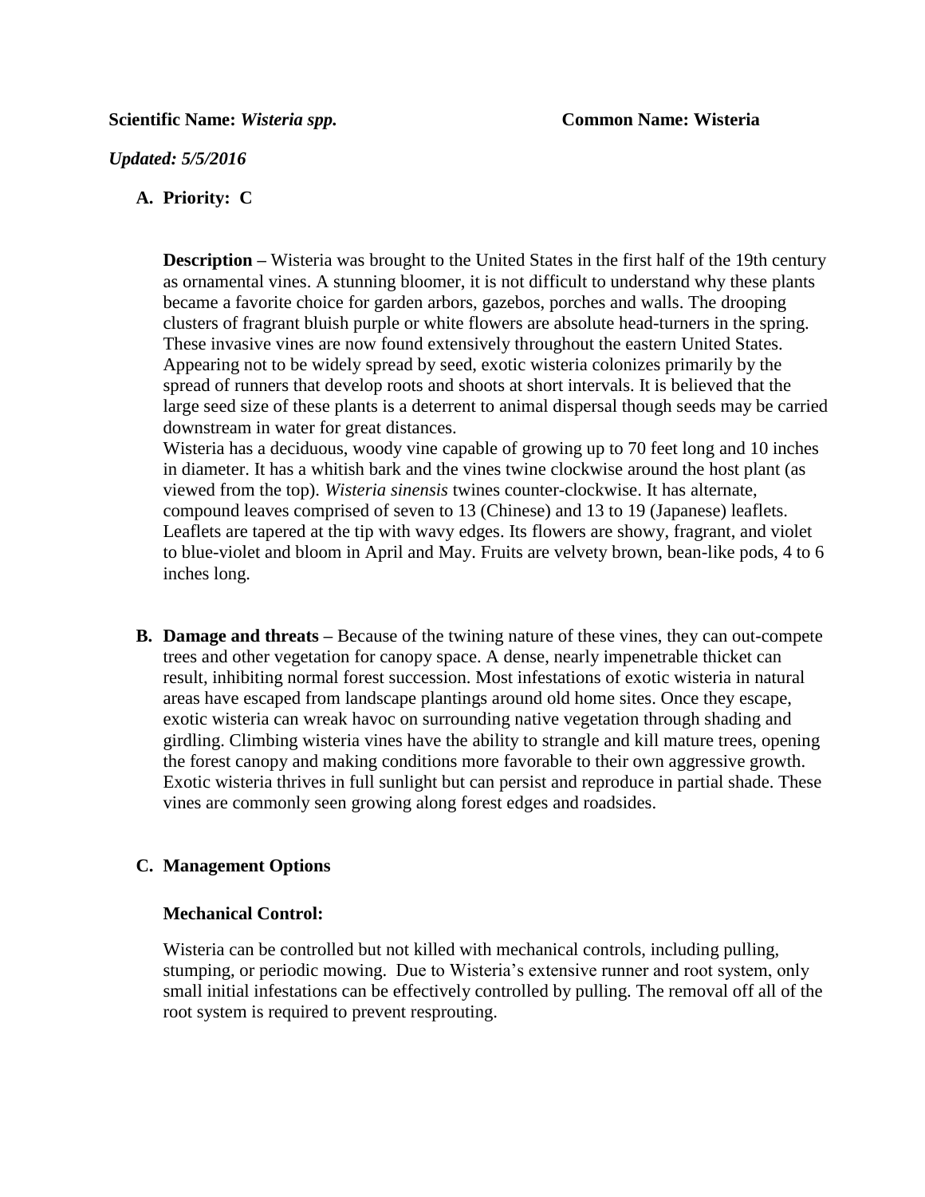**Scientific Name:** ***Wisteria spp.*** **Common Name: Wisteria**

***Updated: 5/5/2016***

**A. Priority: C**

**Description –** Wisteria was brought to the United States in the first half of the 19th century as ornamental vines. A stunning bloomer, it is not difficult to understand why these plants became a favorite choice for garden arbors, gazebos, porches and walls. The drooping clusters of fragrant bluish purple or white flowers are absolute head-turners in the spring. These invasive vines are now found extensively throughout the eastern United States. Appearing not to be widely spread by seed, exotic wisteria colonizes primarily by the spread of runners that develop roots and shoots at short intervals. It is believed that the large seed size of these plants is a deterrent to animal dispersal though seeds may be carried downstream in water for great distances.
Wisteria has a deciduous, woody vine capable of growing up to 70 feet long and 10 inches in diameter. It has a whitish bark and the vines twine clockwise around the host plant (as viewed from the top). *Wisteria sinensis* twines counter-clockwise. It has alternate, compound leaves comprised of seven to 13 (Chinese) and 13 to 19 (Japanese) leaflets. Leaflets are tapered at the tip with wavy edges. Its flowers are showy, fragrant, and violet to blue-violet and bloom in April and May. Fruits are velvety brown, bean-like pods, 4 to 6 inches long.

**B. Damage and threats –** Because of the twining nature of these vines, they can out-compete trees and other vegetation for canopy space. A dense, nearly impenetrable thicket can result, inhibiting normal forest succession. Most infestations of exotic wisteria in natural areas have escaped from landscape plantings around old home sites. Once they escape, exotic wisteria can wreak havoc on surrounding native vegetation through shading and girdling. Climbing wisteria vines have the ability to strangle and kill mature trees, opening the forest canopy and making conditions more favorable to their own aggressive growth. Exotic wisteria thrives in full sunlight but can persist and reproduce in partial shade. These vines are commonly seen growing along forest edges and roadsides.

**C. Management Options**

**Mechanical Control:**

Wisteria can be controlled but not killed with mechanical controls, including pulling, stumping, or periodic mowing. Due to Wisteria's extensive runner and root system, only small initial infestations can be effectively controlled by pulling. The removal off all of the root system is required to prevent resprouting.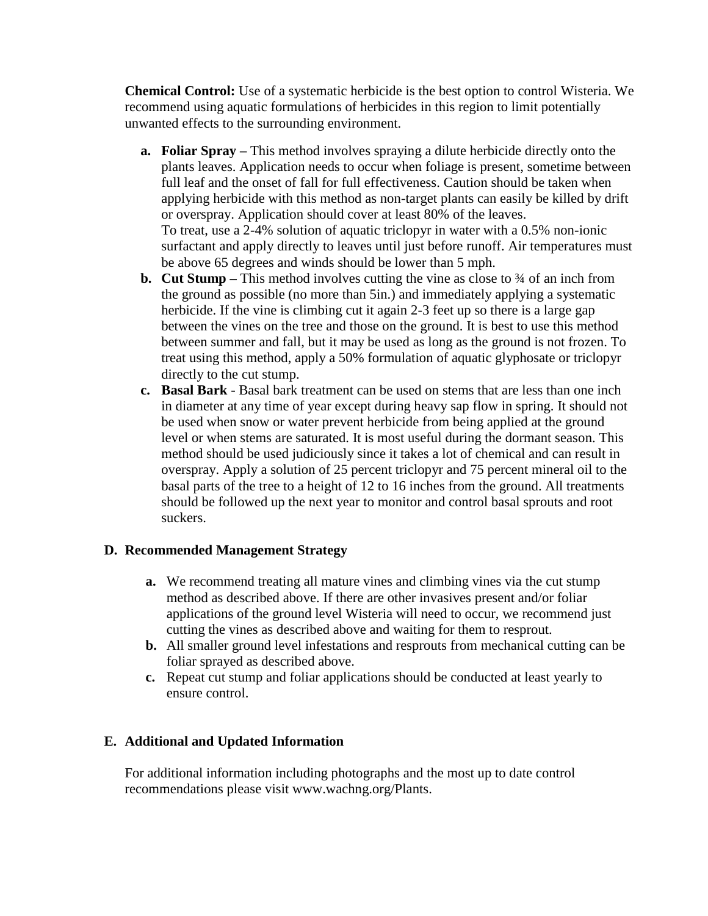**Chemical Control:** Use of a systematic herbicide is the best option to control Wisteria. We recommend using aquatic formulations of herbicides in this region to limit potentially unwanted effects to the surrounding environment.

a. **Foliar Spray –** This method involves spraying a dilute herbicide directly onto the plants leaves. Application needs to occur when foliage is present, sometime between full leaf and the onset of fall for full effectiveness. Caution should be taken when applying herbicide with this method as non-target plants can easily be killed by drift or overspray. Application should cover at least 80% of the leaves.
   To treat, use a 2-4% solution of aquatic triclopyr in water with a 0.5% non-ionic surfactant and apply directly to leaves until just before runoff. Air temperatures must be above 65 degrees and winds should be lower than 5 mph.
b. **Cut Stump –** This method involves cutting the vine as close to ¾ of an inch from the ground as possible (no more than 5in.) and immediately applying a systematic herbicide. If the vine is climbing cut it again 2-3 feet up so there is a large gap between the vines on the tree and those on the ground. It is best to use this method between summer and fall, but it may be used as long as the ground is not frozen. To treat using this method, apply a 50% formulation of aquatic glyphosate or triclopyr directly to the cut stump.
c. **Basal Bark** - Basal bark treatment can be used on stems that are less than one inch in diameter at any time of year except during heavy sap flow in spring. It should not be used when snow or water prevent herbicide from being applied at the ground level or when stems are saturated. It is most useful during the dormant season. This method should be used judiciously since it takes a lot of chemical and can result in overspray. Apply a solution of 25 percent triclopyr and 75 percent mineral oil to the basal parts of the tree to a height of 12 to 16 inches from the ground. All treatments should be followed up the next year to monitor and control basal sprouts and root suckers.

## D. Recommended Management Strategy

a. We recommend treating all mature vines and climbing vines via the cut stump method as described above. If there are other invasives present and/or foliar applications of the ground level Wisteria will need to occur, we recommend just cutting the vines as described above and waiting for them to resprout.
b. All smaller ground level infestations and resprouts from mechanical cutting can be foliar sprayed as described above.
c. Repeat cut stump and foliar applications should be conducted at least yearly to ensure control.

## E. Additional and Updated Information

For additional information including photographs and the most up to date control recommendations please visit www.wachng.org/Plants.